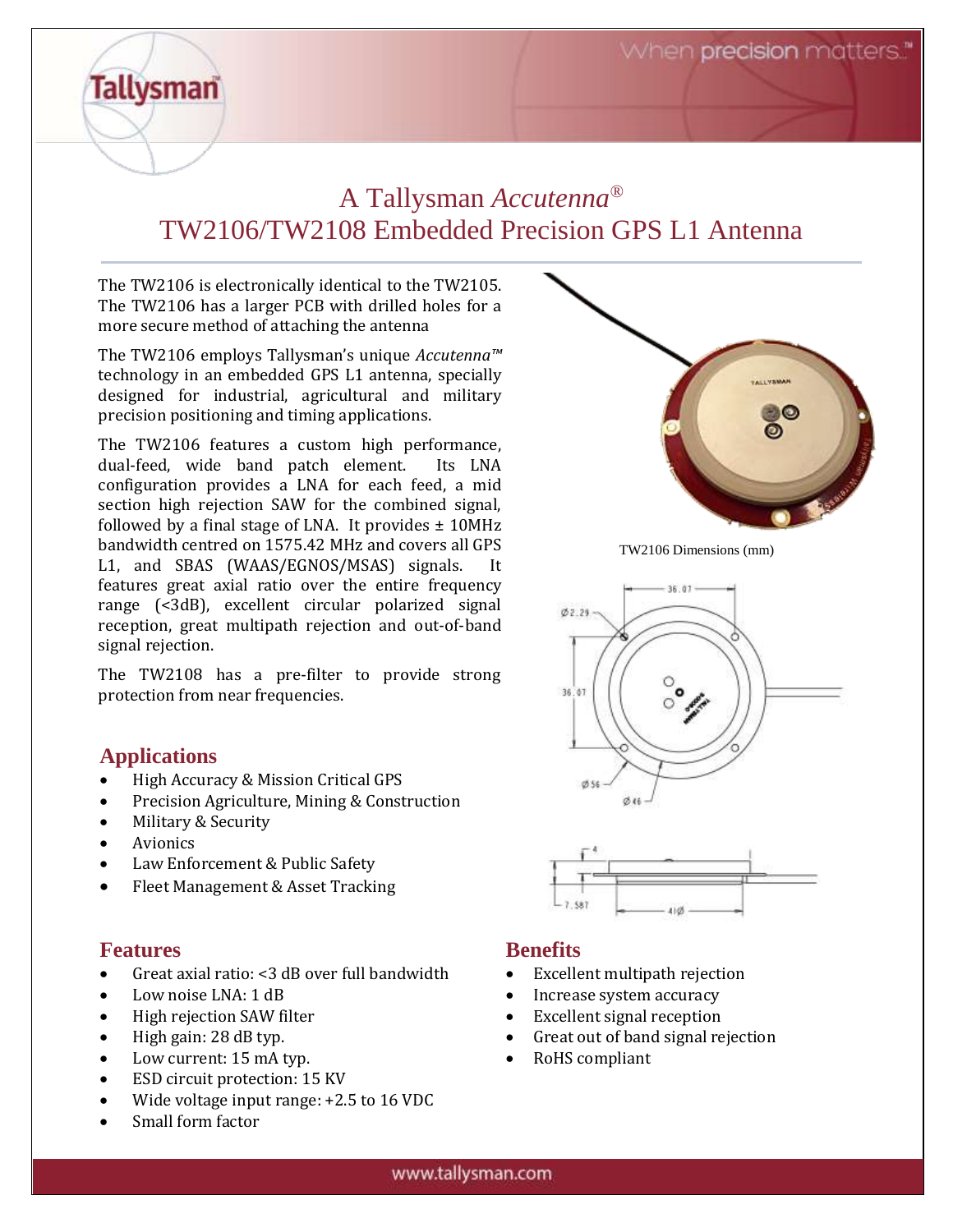# A Tallysman *Accutenna*®
# TW2106/TW2108 Embedded Precision GPS L1 Antenna

The TW2106 is electronically identical to the TW2105. The TW2106 has a larger PCB with drilled holes for a more secure method of attaching the antenna

The TW2106 employs Tallysman's unique *Accutenna™* technology in an embedded GPS L1 antenna, specially designed for industrial, agricultural and military precision positioning and timing applications.

The TW2106 features a custom high performance, dual-feed, wide band patch element. Its LNA configuration provides a LNA for each feed, a mid section high rejection SAW for the combined signal, followed by a final stage of LNA. It provides ± 10MHz bandwidth centred on 1575.42 MHz and covers all GPS L1, and SBAS (WAAS/EGNOS/MSAS) signals. It features great axial ratio over the entire frequency range (<3dB), excellent circular polarized signal reception, great multipath rejection and out-of-band signal rejection.

The TW2108 has a pre-filter to provide strong protection from near frequencies.

TW2106 Dimensions (mm)

## Applications

- High Accuracy & Mission Critical GPS
- Precision Agriculture, Mining & Construction
- Military & Security
- Avionics
- Law Enforcement & Public Safety
- Fleet Management & Asset Tracking

## Features

- Great axial ratio: <3 dB over full bandwidth
- Low noise LNA: 1 dB
- High rejection SAW filter
- High gain: 28 dB typ.
- Low current: 15 mA typ.
- ESD circuit protection: 15 KV
- Wide voltage input range: +2.5 to 16 VDC
- Small form factor

## Benefits

- Excellent multipath rejection
- Increase system accuracy
- Excellent signal reception
- Great out of band signal rejection
- RoHS compliant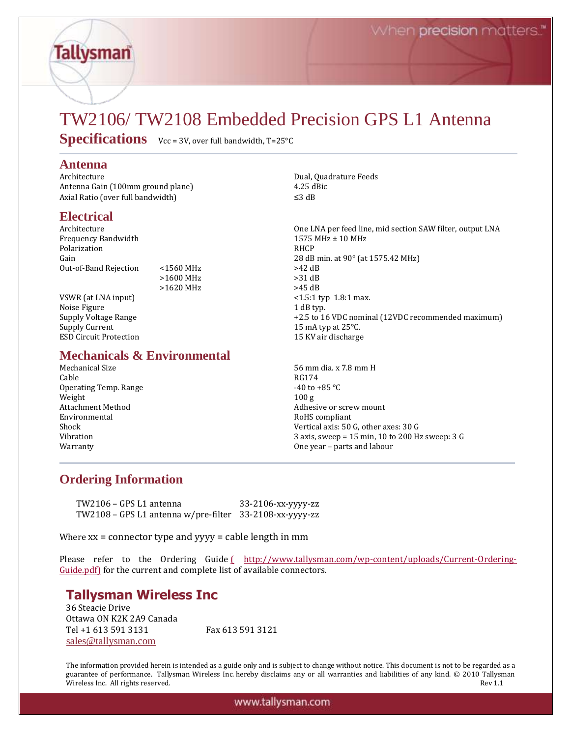Tallysman

When precision matters.™

# TW2106/ TW2108 Embedded Precision GPS L1 Antenna

## Specifications

Vcc = 3V, over full bandwidth, T=25°C

### Antenna

| | |
|---|---|
| Architecture | Dual, Quadrature Feeds |
| Antenna Gain (100mm ground plane) | 4.25 dBic |
| Axial Ratio (over full bandwidth) | ≤3 dB |

### Electrical

| | | |
|---|---|---|
| Architecture | | One LNA per feed line, mid section SAW filter, output LNA |
| Frequency Bandwidth | | 1575 MHz ± 10 MHz |
| Polarization | | RHCP |
| Gain | | 28 dB min. at 90° (at 1575.42 MHz) |
| Out-of-Band Rejection | <1560 MHz | >42 dB |
| | >1600 MHz | >31 dB |
| | >1620 MHz | >45 dB |
| VSWR (at LNA input) | | <1.5:1 typ 1.8:1 max. |
| Noise Figure | | 1 dB typ. |
| Supply Voltage Range | | +2.5 to 16 VDC nominal (12VDC recommended maximum) |
| Supply Current | | 15 mA typ at 25°C. |
| ESD Circuit Protection | | 15 KV air discharge |

### Mechanicals & Environmental

| | |
|---|---|
| Mechanical Size | 56 mm dia. x 7.8 mm H |
| Cable | RG174 |
| Operating Temp. Range | -40 to +85 °C |
| Weight | 100 g |
| Attachment Method | Adhesive or screw mount |
| Environmental | RoHS compliant |
| Shock | Vertical axis: 50 G, other axes: 30 G |
| Vibration | 3 axis, sweep = 15 min, 10 to 200 Hz sweep: 3 G |
| Warranty | One year – parts and labour |

## Ordering Information

| | |
|---|---|
| TW2106 – GPS L1 antenna | 33-2106-xx-yyyy-zz |
| TW2108 – GPS L1 antenna w/pre-filter | 33-2108-xx-yyyy-zz |

Where xx = connector type and yyyy = cable length in mm

Please refer to the Ordering Guide ( http://www.tallysman.com/wp-content/uploads/Current-Ordering-Guide.pdf) for the current and complete list of available connectors.

## Tallysman Wireless Inc

36 Steacie Drive
Ottawa ON K2K 2A9 Canada
Tel +1 613 591 3131 Fax 613 591 3121
sales@tallysman.com

The information provided herein is intended as a guide only and is subject to change without notice. This document is not to be regarded as a guarantee of performance. Tallysman Wireless Inc. hereby disclaims any or all warranties and liabilities of any kind. © 2010 Tallysman Wireless Inc. All rights reserved. Rev 1.1

www.tallysman.com